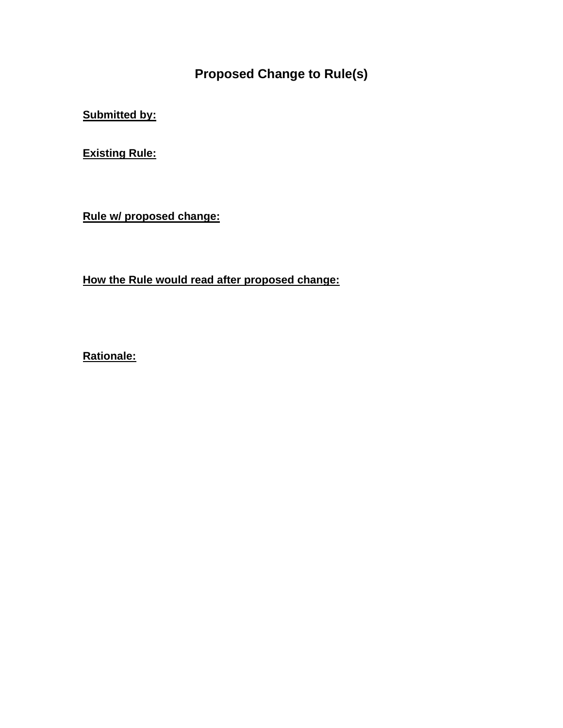# Proposed Change to Rule(s)

**<u>Submitted by:</u>**

**<u>Existing Rule:</u>**

**<u>Rule w/ proposed change:</u>**

**<u>How the Rule would read after proposed change:</u>**

**<u>Rationale:</u>**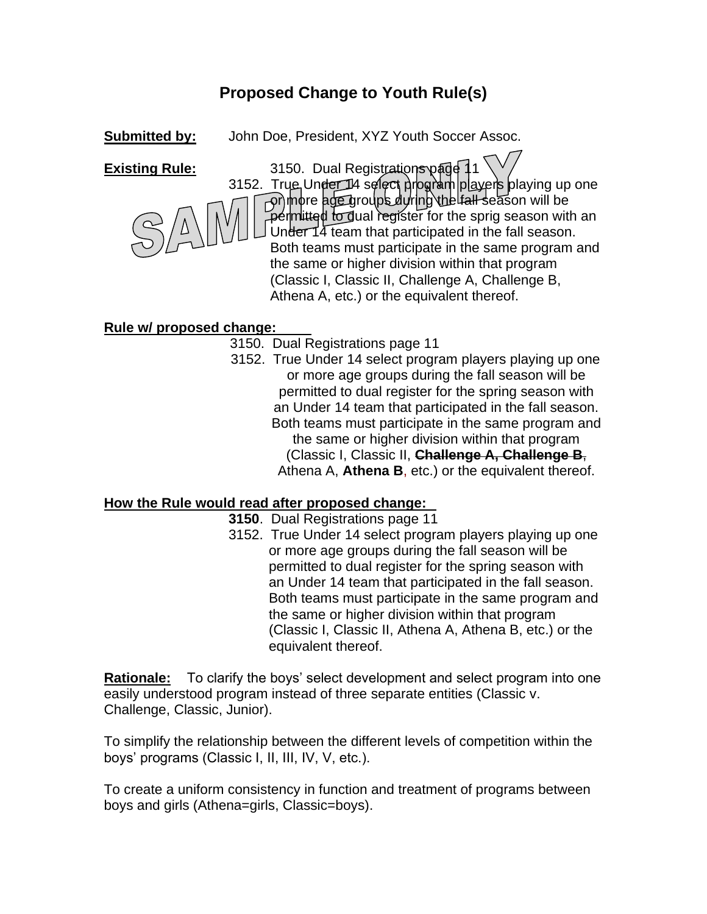# Proposed Change to Youth Rule(s)

**Submitted by:** John Doe, President, XYZ Youth Soccer Assoc.

**Existing Rule:**

3150. Dual Registrations page 11

3152. True Under 14 select program players playing up one or more age groups during the fall season will be permitted to dual register for the sprig season with an Under 14 team that participated in the fall season. Both teams must participate in the same program and the same or higher division within that program (Classic I, Classic II, Challenge A, Challenge B, Athena A, etc.) or the equivalent thereof.

**Rule w/ proposed change:**

3150. Dual Registrations page 11

3152. True Under 14 select program players playing up one or more age groups during the fall season will be permitted to dual register for the spring season with an Under 14 team that participated in the fall season. Both teams must participate in the same program and the same or higher division within that program (Classic I, Classic II, ~~**Challenge A, Challenge B**~~, Athena A, **Athena B**, etc.) or the equivalent thereof.

**How the Rule would read after proposed change:**

**3150**. Dual Registrations page 11

3152. True Under 14 select program players playing up one or more age groups during the fall season will be permitted to dual register for the spring season with an Under 14 team that participated in the fall season. Both teams must participate in the same program and the same or higher division within that program (Classic I, Classic II, Athena A, Athena B, etc.) or the equivalent thereof.

**Rationale:** To clarify the boys' select development and select program into one easily understood program instead of three separate entities (Classic v. Challenge, Classic, Junior).

To simplify the relationship between the different levels of competition within the boys' programs (Classic I, II, III, IV, V, etc.).

To create a uniform consistency in function and treatment of programs between boys and girls (Athena=girls, Classic=boys).